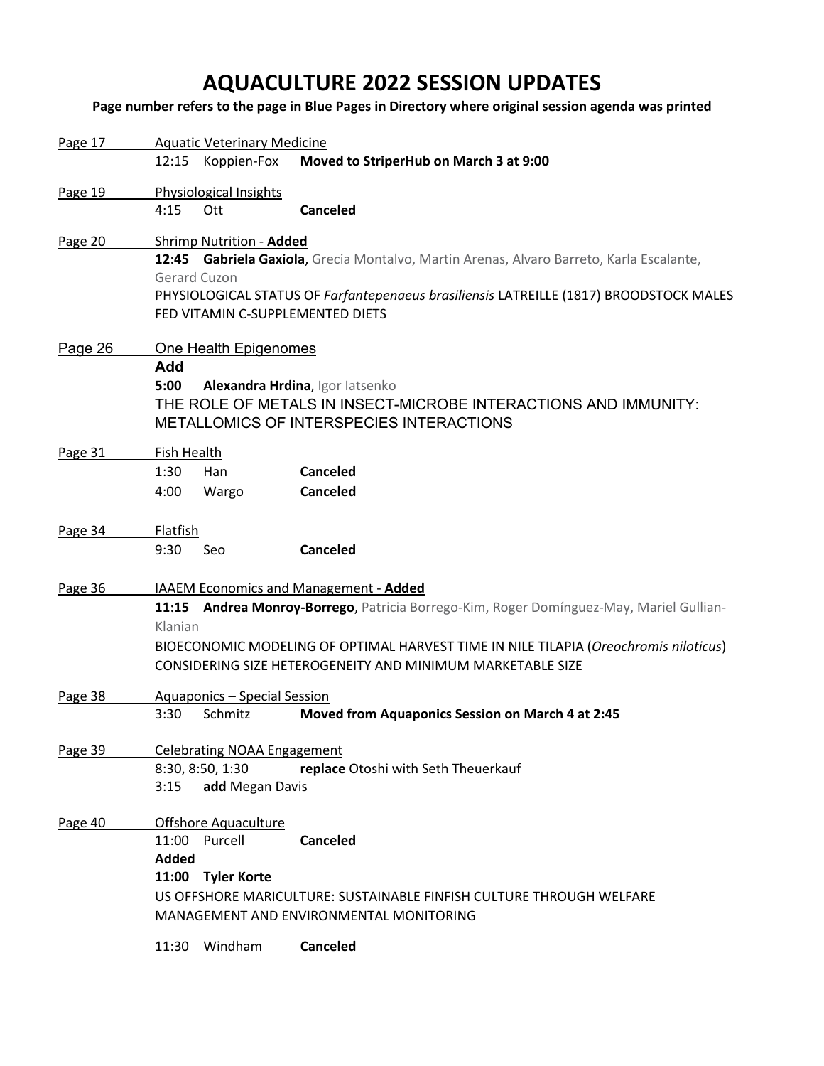# AQUACULTURE 2022 SESSION UPDATES

**Page number refers to the page in Blue Pages in Directory where original session agenda was printed**

**Page 17** — Aquatic Veterinary Medicine

- 12:15 Koppien-Fox **Moved to StriperHub on March 3 at 9:00**

**Page 19** — Physiological Insights

- 4:15 Ott **Canceled**

**Page 20** — Shrimp Nutrition - **Added**

**12:45 Gabriela Gaxiola**, Grecia Montalvo, Martin Arenas, Alvaro Barreto, Karla Escalante, Gerard Cuzon

PHYSIOLOGICAL STATUS OF *Farfantepenaeus brasiliensis* LATREILLE (1817) BROODSTOCK MALES FED VITAMIN C-SUPPLEMENTED DIETS

**Page 26** — One Health Epigenomes

**Add**

**5:00 Alexandra Hrdina**, Igor Iatsenko

THE ROLE OF METALS IN INSECT-MICROBE INTERACTIONS AND IMMUNITY: METALLOMICS OF INTERSPECIES INTERACTIONS

**Page 31** — Fish Health

- 1:30 Han **Canceled**
- 4:00 Wargo **Canceled**

**Page 34** — Flatfish

- 9:30 Seo **Canceled**

**Page 36** — IAAEM Economics and Management - **Added**

**11:15 Andrea Monroy-Borrego**, Patricia Borrego-Kim, Roger Domínguez-May, Mariel Gullian-Klanian

BIOECONOMIC MODELING OF OPTIMAL HARVEST TIME IN NILE TILAPIA (*Oreochromis niloticus*) CONSIDERING SIZE HETEROGENEITY AND MINIMUM MARKETABLE SIZE

**Page 38** — Aquaponics – Special Session

- 3:30 Schmitz **Moved from Aquaponics Session on March 4 at 2:45**

**Page 39** — Celebrating NOAA Engagement

- 8:30, 8:50, 1:30 **replace** Otoshi with Seth Theuerkauf
- 3:15 **add** Megan Davis

**Page 40** — Offshore Aquaculture

- 11:00 Purcell **Canceled**

**Added**

**11:00 Tyler Korte**

US OFFSHORE MARICULTURE: SUSTAINABLE FINFISH CULTURE THROUGH WELFARE MANAGEMENT AND ENVIRONMENTAL MONITORING

- 11:30 Windham **Canceled**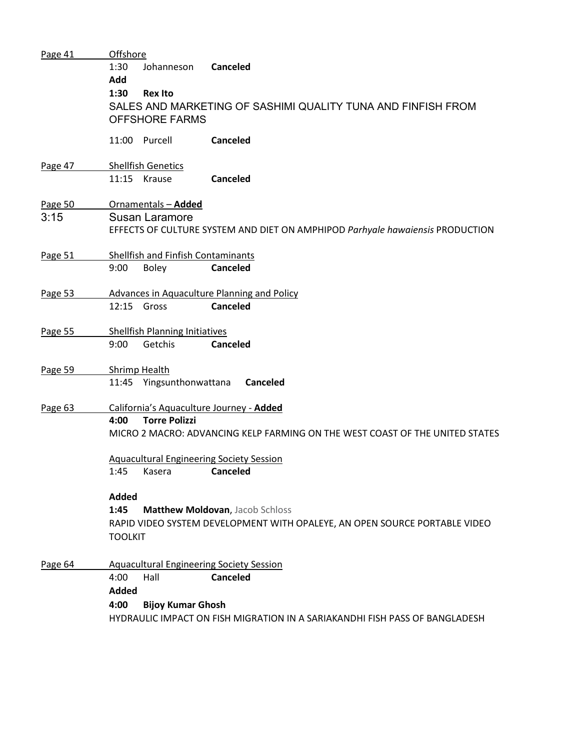Page 41 Offshore

1:30 Johanneson **Canceled**

**Add**

**1:30 Rex Ito**

SALES AND MARKETING OF SASHIMI QUALITY TUNA AND FINFISH FROM OFFSHORE FARMS

11:00 Purcell **Canceled**

Page 47 Shellfish Genetics

11:15 Krause **Canceled**

Page 50 Ornamentals – **Added**

3:15 Susan Laramore

EFFECTS OF CULTURE SYSTEM AND DIET ON AMPHIPOD *Parhyale hawaiensis* PRODUCTION

Page 51 Shellfish and Finfish Contaminants

9:00 Boley **Canceled**

Page 53 Advances in Aquaculture Planning and Policy

12:15 Gross **Canceled**

Page 55 Shellfish Planning Initiatives

9:00 Getchis **Canceled**

Page 59 Shrimp Health

11:45 Yingsunthonwattana **Canceled**

Page 63 California's Aquaculture Journey - **Added**

**4:00 Torre Polizzi**

MICRO 2 MACRO: ADVANCING KELP FARMING ON THE WEST COAST OF THE UNITED STATES

Aquacultural Engineering Society Session

1:45 Kasera **Canceled**

**Added**

**1:45 Matthew Moldovan**, Jacob Schloss

RAPID VIDEO SYSTEM DEVELOPMENT WITH OPALEYE, AN OPEN SOURCE PORTABLE VIDEO TOOLKIT

Page 64 Aquacultural Engineering Society Session

4:00 Hall **Canceled**

**Added**

**4:00 Bijoy Kumar Ghosh**

HYDRAULIC IMPACT ON FISH MIGRATION IN A SARIAKANDHI FISH PASS OF BANGLADESH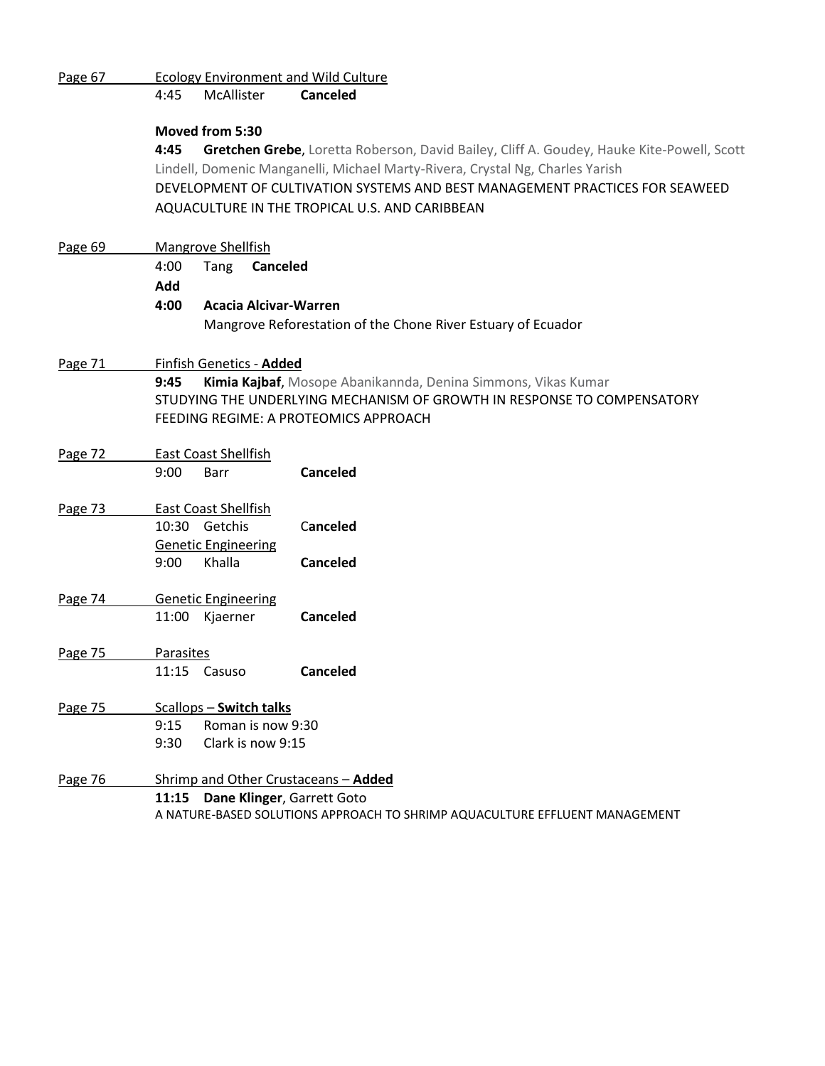Page 67 — Ecology Environment and Wild Culture

4:45 McAllister **Canceled**

**Moved from 5:30**

**4:45 Gretchen Grebe**, Loretta Roberson, David Bailey, Cliff A. Goudey, Hauke Kite-Powell, Scott Lindell, Domenic Manganelli, Michael Marty-Rivera, Crystal Ng, Charles Yarish
DEVELOPMENT OF CULTIVATION SYSTEMS AND BEST MANAGEMENT PRACTICES FOR SEAWEED AQUACULTURE IN THE TROPICAL U.S. AND CARIBBEAN

Page 69 — Mangrove Shellfish

4:00 Tang **Canceled**

**Add**

**4:00 Acacia Alcivar-Warren**
Mangrove Reforestation of the Chone River Estuary of Ecuador

Page 71 — Finfish Genetics - **Added**

**9:45 Kimia Kajbaf**, Mosope Abanikannda, Denina Simmons, Vikas Kumar
STUDYING THE UNDERLYING MECHANISM OF GROWTH IN RESPONSE TO COMPENSATORY FEEDING REGIME: A PROTEOMICS APPROACH

Page 72 — East Coast Shellfish

9:00 Barr **Canceled**

Page 73 — East Coast Shellfish

10:30 Getchis **Canceled**

Genetic Engineering

9:00 Khalla **Canceled**

Page 74 — Genetic Engineering

11:00 Kjaerner **Canceled**

Page 75 — Parasites

11:15 Casuso **Canceled**

Page 75 — Scallops – **Switch talks**

9:15 Roman is now 9:30

9:30 Clark is now 9:15

Page 76 — Shrimp and Other Crustaceans – **Added**

**11:15 Dane Klinger**, Garrett Goto
A NATURE-BASED SOLUTIONS APPROACH TO SHRIMP AQUACULTURE EFFLUENT MANAGEMENT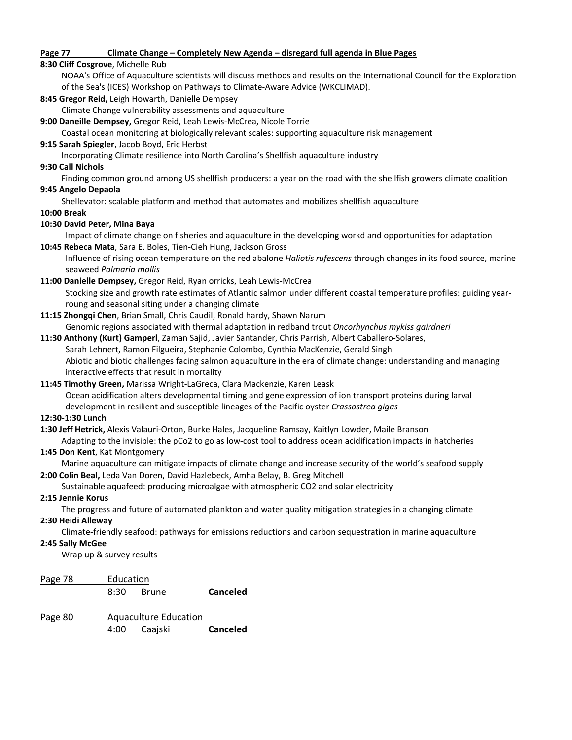**Page 77 Climate Change – Completely New Agenda – disregard full agenda in Blue Pages**

**8:30 Cliff Cosgrove**, Michelle Rub
NOAA's Office of Aquaculture scientists will discuss methods and results on the International Council for the Exploration of the Sea's (ICES) Workshop on Pathways to Climate-Aware Advice (WKCLIMAD).

**8:45 Gregor Reid,** Leigh Howarth, Danielle Dempsey
Climate Change vulnerability assessments and aquaculture

**9:00 Daneille Dempsey,** Gregor Reid, Leah Lewis-McCrea, Nicole Torrie
Coastal ocean monitoring at biologically relevant scales: supporting aquaculture risk management

**9:15 Sarah Spiegler**, Jacob Boyd, Eric Herbst
Incorporating Climate resilience into North Carolina's Shellfish aquaculture industry

**9:30 Call Nichols**
Finding common ground among US shellfish producers: a year on the road with the shellfish growers climate coalition

**9:45 Angelo Depaola**
Shellevator: scalable platform and method that automates and mobilizes shellfish aquaculture

**10:00 Break**

**10:30 David Peter, Mina Baya**
Impact of climate change on fisheries and aquaculture in the developing workd and opportunities for adaptation

**10:45 Rebeca Mata**, Sara E. Boles, Tien-Cieh Hung, Jackson Gross
Influence of rising ocean temperature on the red abalone *Haliotis rufescens* through changes in its food source, marine seaweed *Palmaria mollis*

**11:00 Danielle Dempsey,** Gregor Reid, Ryan orricks, Leah Lewis-McCrea
Stocking size and growth rate estimates of Atlantic salmon under different coastal temperature profiles: guiding year-roung and seasonal siting under a changing climate

**11:15 Zhongqi Chen**, Brian Small, Chris Caudil, Ronald hardy, Shawn Narum
Genomic regions associated with thermal adaptation in redband trout *Oncorhynchus mykiss gairdneri*

**11:30 Anthony (Kurt) Gamperl**, Zaman Sajid, Javier Santander, Chris Parrish, Albert Caballero-Solares, Sarah Lehnert, Ramon Filgueira, Stephanie Colombo, Cynthia MacKenzie, Gerald Singh
Abiotic and biotic challenges facing salmon aquaculture in the era of climate change: understanding and managing interactive effects that result in mortality

**11:45 Timothy Green,** Marissa Wright-LaGreca, Clara Mackenzie, Karen Leask
Ocean acidification alters developmental timing and gene expression of ion transport proteins during larval development in resilient and susceptible lineages of the Pacific oyster *Crassostrea gigas*

**12:30-1:30 Lunch**

**1:30 Jeff Hetrick,** Alexis Valauri-Orton, Burke Hales, Jacqueline Ramsay, Kaitlyn Lowder, Maile Branson
Adapting to the invisible: the pCo2 to go as low-cost tool to address ocean acidification impacts in hatcheries

**1:45 Don Kent**, Kat Montgomery
Marine aquaculture can mitigate impacts of climate change and increase security of the world's seafood supply

**2:00 Colin Beal,** Leda Van Doren, David Hazlebeck, Amha Belay, B. Greg Mitchell
Sustainable aquafeed: producing microalgae with atmospheric CO2 and solar electricity

**2:15 Jennie Korus**
The progress and future of automated plankton and water quality mitigation strategies in a changing climate

**2:30 Heidi Alleway**
Climate-friendly seafood: pathways for emissions reductions and carbon sequestration in marine aquaculture

**2:45 Sally McGee**
Wrap up & survey results

| Page 78 | Education | | |
|---|---|---|---|
| | 8:30 | Brune | **Canceled** |

| Page 80 | Aquaculture Education | | |
|---|---|---|---|
| | 4:00 | Caajski | **Canceled** |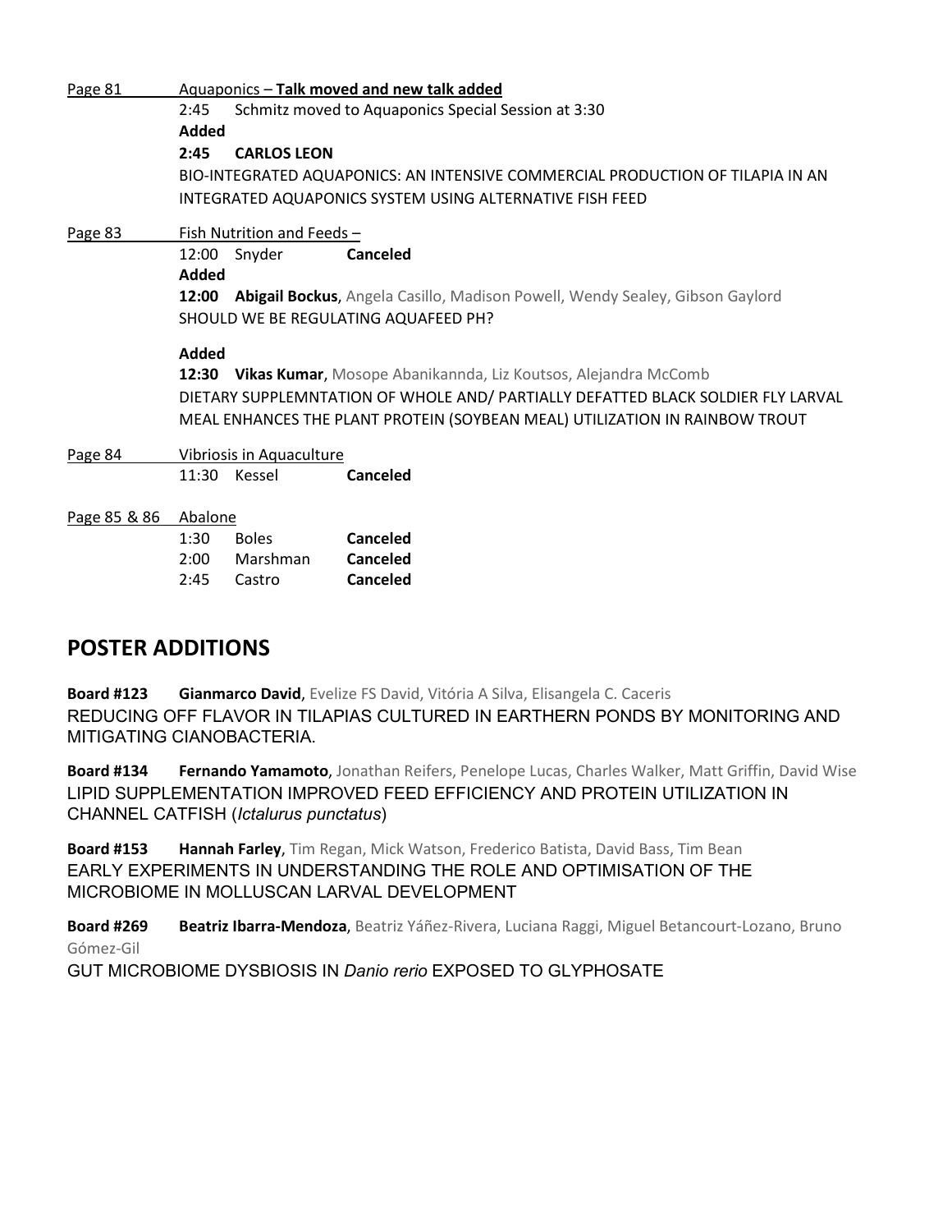Page 81 — Aquaponics – **Talk moved and new talk added**

2:45 Schmitz moved to Aquaponics Special Session at 3:30

**Added**

**2:45 CARLOS LEON**

BIO-INTEGRATED AQUAPONICS: AN INTENSIVE COMMERCIAL PRODUCTION OF TILAPIA IN AN INTEGRATED AQUAPONICS SYSTEM USING ALTERNATIVE FISH FEED

Page 83 — Fish Nutrition and Feeds –

12:00 Snyder **Canceled**

**Added**

**12:00 Abigail Bockus**, Angela Casillo, Madison Powell, Wendy Sealey, Gibson Gaylord

SHOULD WE BE REGULATING AQUAFEED PH?

**Added**

**12:30 Vikas Kumar**, Mosope Abanikannda, Liz Koutsos, Alejandra McComb

DIETARY SUPPLEMNTATION OF WHOLE AND/ PARTIALLY DEFATTED BLACK SOLDIER FLY LARVAL MEAL ENHANCES THE PLANT PROTEIN (SOYBEAN MEAL) UTILIZATION IN RAINBOW TROUT

Page 84 — Vibriosis in Aquaculture

11:30 Kessel **Canceled**

Page 85 & 86 — Abalone

| | | |
|---|---|---|
| 1:30 | Boles | **Canceled** |
| 2:00 | Marshman | **Canceled** |
| 2:45 | Castro | **Canceled** |

## POSTER ADDITIONS

**Board #123 Gianmarco David**, Evelize FS David, Vitória A Silva, Elisangela C. Caceris

REDUCING OFF FLAVOR IN TILAPIAS CULTURED IN EARTHERN PONDS BY MONITORING AND MITIGATING CIANOBACTERIA.

**Board #134 Fernando Yamamoto**, Jonathan Reifers, Penelope Lucas, Charles Walker, Matt Griffin, David Wise

LIPID SUPPLEMENTATION IMPROVED FEED EFFICIENCY AND PROTEIN UTILIZATION IN CHANNEL CATFISH (*Ictalurus punctatus*)

**Board #153 Hannah Farley**, Tim Regan, Mick Watson, Frederico Batista, David Bass, Tim Bean

EARLY EXPERIMENTS IN UNDERSTANDING THE ROLE AND OPTIMISATION OF THE MICROBIOME IN MOLLUSCAN LARVAL DEVELOPMENT

**Board #269 Beatriz Ibarra-Mendoza**, Beatriz Yáñez-Rivera, Luciana Raggi, Miguel Betancourt-Lozano, Bruno Gómez-Gil

GUT MICROBIOME DYSBIOSIS IN *Danio rerio* EXPOSED TO GLYPHOSATE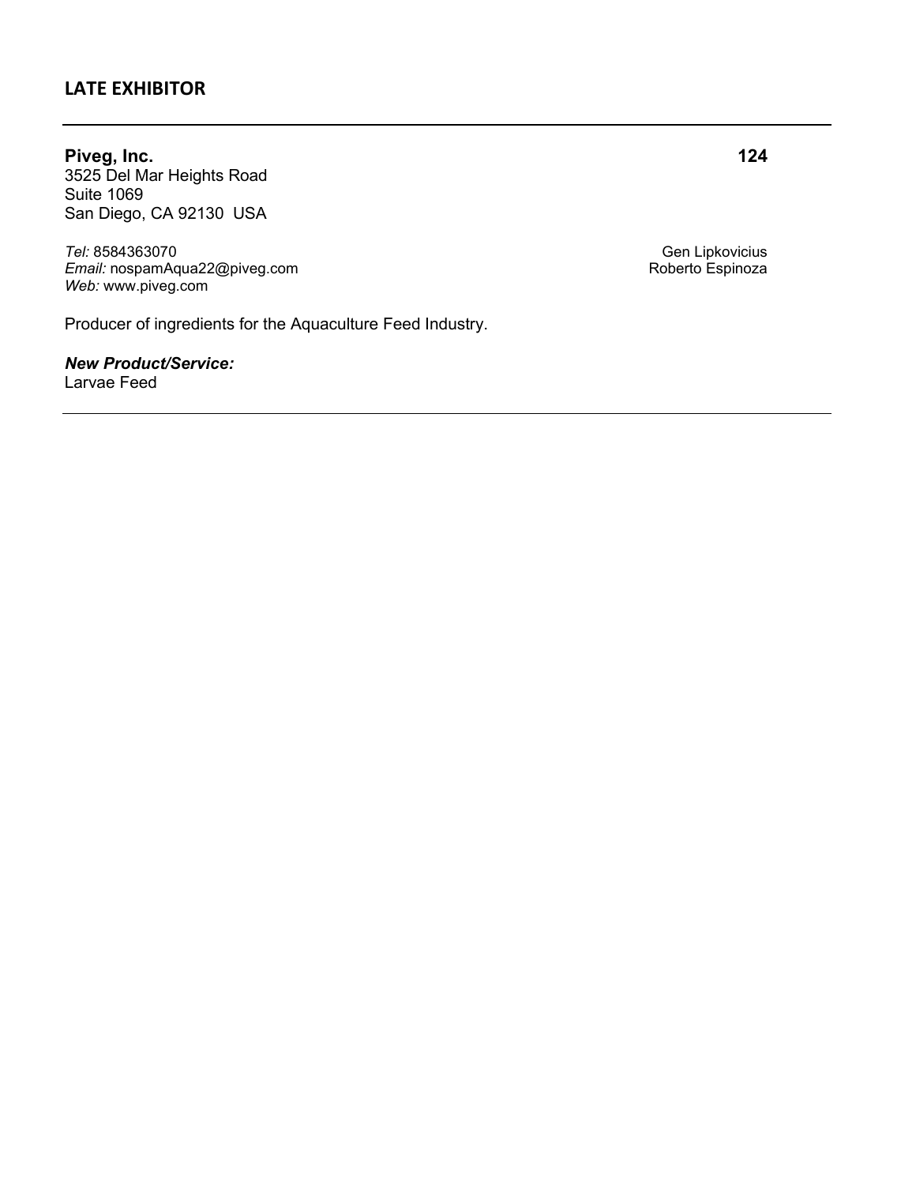## LATE EXHIBITOR

---

**Piveg, Inc.** **124**

3525 Del Mar Heights Road
Suite 1069
San Diego, CA 92130 USA

*Tel:* 8584363070
*Email:* nospamAqua22@piveg.com
*Web:* www.piveg.com

Gen Lipkovicius
Roberto Espinoza

Producer of ingredients for the Aquaculture Feed Industry.

***New Product/Service:***
Larvae Feed

---